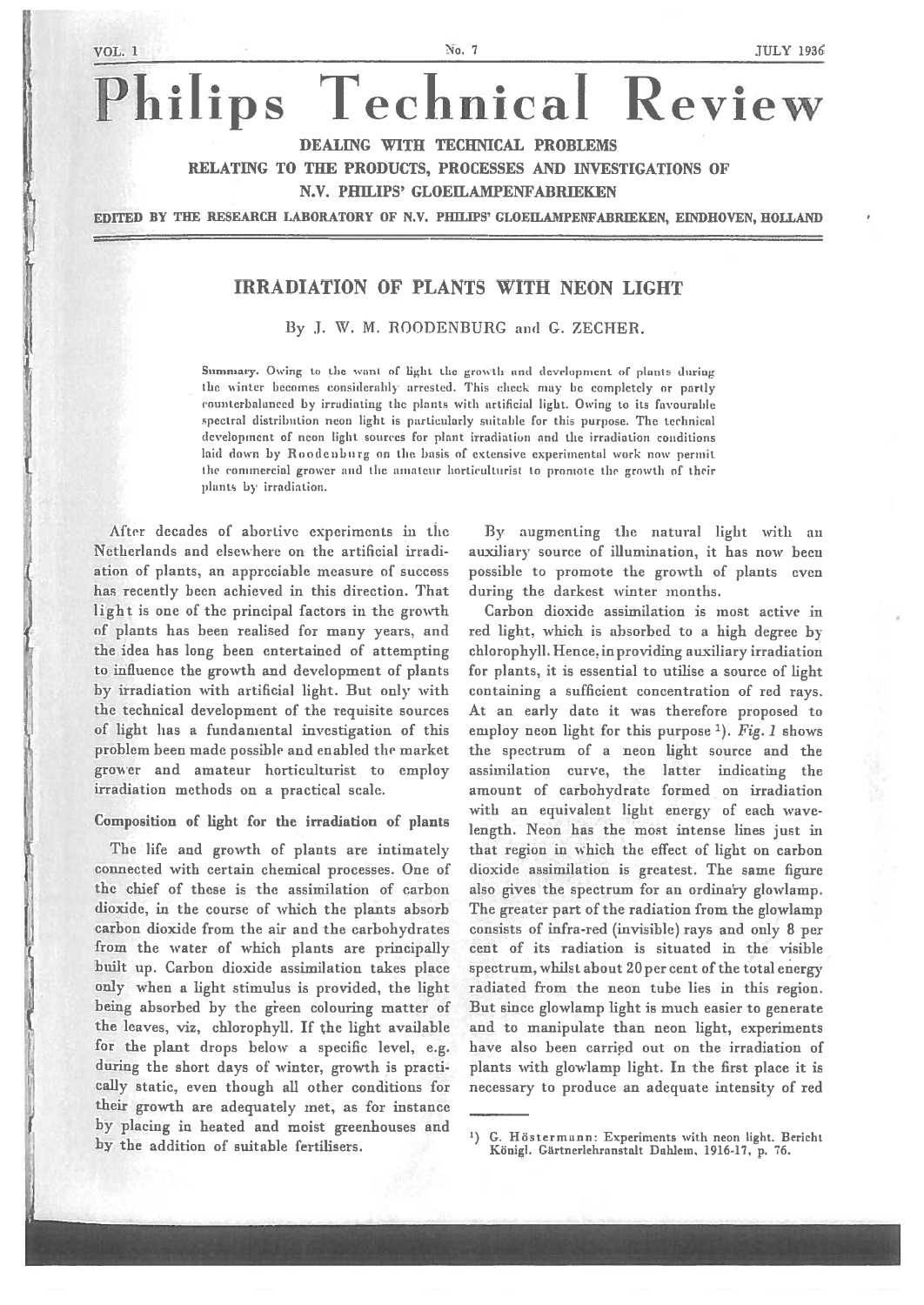# Philips Technical Review

**DEALING WITH TECHNICAL PROBLEMS RELATING TO THE PRODUCTS, PROCESSES AND INVESTIGATIONS OF N.V. PHILIPS' GLOEILAMPENFABRIEKEN**

**EDITED BY THE RESEARCH LABORATORY OF N.V. PHILIPS' GLOEILAMPENFABRIEKEN, EINDHOVEN, HOLLAND**

## IRRADIATION OF PLANTS WITH NEON LIGHT

By J. W. M. ROODENBURG and G. ZECHER.

**Summary.** Owing to the want of light the growth and development of plants during the winter becomes considerably arrested. This check may be completely or partly counterbalanced by irradiating the plants with artificial light. Owing to its favourable spectral distribution neon light is particularly suitable for this purpose. The technical development of neon light sources for plant irradiation and the irradiation conditions laid down by Roodenburg on the basis of extensive experimental work now permit the commercial grower and the amateur horticulturist to promote the growth of their plants by irradiation.

After decades of abortive experiments in the Netherlands and elsewhere on the artificial irradiation of plants, an appreciable measure of success has recently been achieved in this direction. That light is one of the principal factors in the growth of plants has been realised for many years, and the idea has long been entertained of attempting to influence the growth and development of plants by irradiation with artificial light. But only with the technical development of the requisite sources of light has a fundamental investigation of this problem been made possible and enabled the market grower and amateur horticulturist to employ irradiation methods on a practical scale.

### Composition of light for the irradiation of plants

The life and growth of plants are intimately connected with certain chemical processes. One of the chief of these is the assimilation of carbon dioxide, in the course of which the plants absorb carbon dioxide from the air and the carbohydrates from the water of which plants are principally built up. Carbon dioxide assimilation takes place only when a light stimulus is provided, the light being absorbed by the green colouring matter of the leaves, viz, chlorophyll. If the light available for the plant drops below a specific level, e.g. during the short days of winter, growth is practically static, even though all other conditions for their growth are adequately met, as for instance by placing in heated and moist greenhouses and by the addition of suitable fertilisers.

By augmenting the natural light with an auxiliary source of illumination, it has now been possible to promote the growth of plants even during the darkest winter months.

Carbon dioxide assimilation is most active in red light, which is absorbed to a high degree by chlorophyll. Hence, in providing auxiliary irradiation for plants, it is essential to utilise a source of light containing a sufficient concentration of red rays. At an early date it was therefore proposed to employ neon light for this purpose [1]). *Fig. 1* shows the spectrum of a neon light source and the assimilation curve, the latter indicating the amount of carbohydrate formed on irradiation with an equivalent light energy of each wavelength. Neon has the most intense lines just in that region in which the effect of light on carbon dioxide assimilation is greatest. The same figure also gives the spectrum for an ordinary glowlamp. The greater part of the radiation from the glowlamp consists of infra-red (invisible) rays and only 8 per cent of its radiation is situated in the visible spectrum, whilst about 20 per cent of the total energy radiated from the neon tube lies in this region. But since glowlamp light is much easier to generate and to manipulate than neon light, experiments have also been carried out on the irradiation of plants with glowlamp light. In the first place it is necessary to produce an adequate intensity of red

[1]) G. Höstermann: Experiments with neon light. Bericht Königl. Gärtnerlehranstalt Dahlem, 1916-17, p. 76.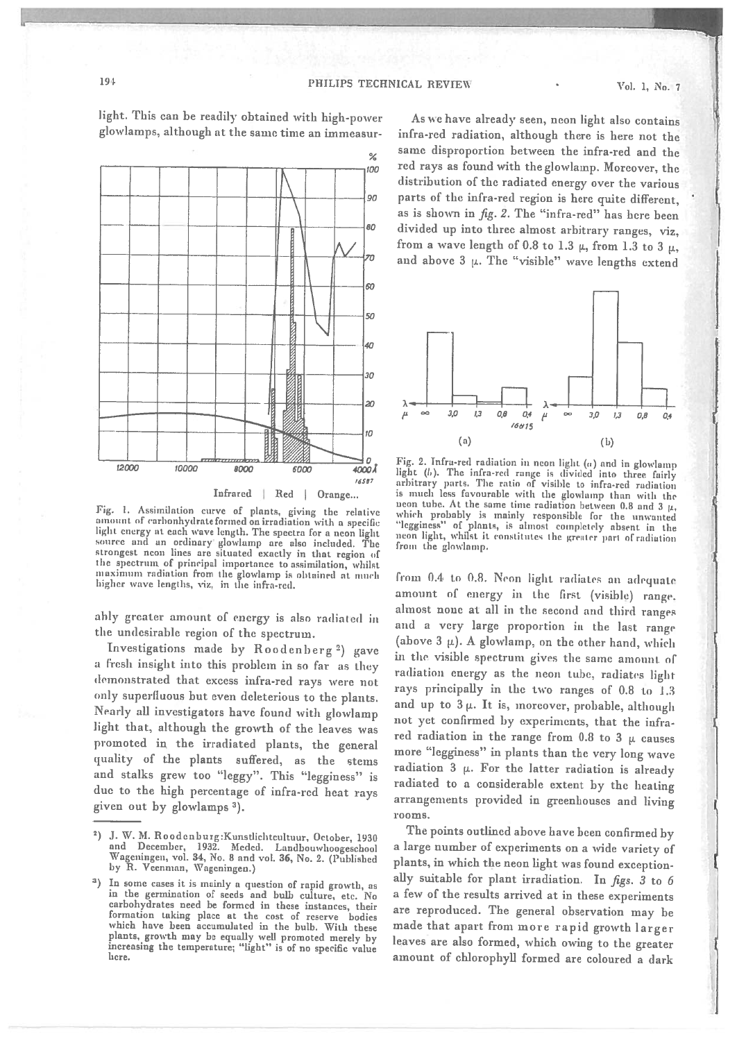light. This can be readily obtained with high-power glowlamps, although at the same time an immeasurably greater amount of energy is also radiated in the undesirable region of the spectrum.

Fig. 1. Assimilation curve of plants, giving the relative amount of carbonhydrate formed on irradiation with a specific light energy at each wave length. The spectra for a neon light source and an ordinary glowlamp are also included. The strongest neon lines are situated exactly in that region of the spectrum of principal importance to assimilation, whilst maximum radiation from the glowlamp is obtained at much higher wave lengths, viz. in the infra-red.

Investigations made by Roodenberg [2]) gave a fresh insight into this problem in so far as they demonstrated that excess infra-red rays were not only superfluous but even deleterious to the plants. Nearly all investigators have found with glowlamp light that, although the growth of the leaves was promoted in the irradiated plants, the general quality of the plants suffered, as the stems and stalks grew too "leggy". This "legginess" is due to the high percentage of infra-red heat rays given out by glowlamps [3]).

As we have already seen, neon light also contains infra-red radiation, although there is here not the same disproportion between the infra-red and the red rays as found with the glowlamp. Moreover, the distribution of the radiated energy over the various parts of the infra-red region is here quite different, as is shown in *fig. 2*. The "infra-red" has here been divided up into three almost arbitrary ranges, viz. from a wave length of 0.8 to 1.3 μ, from 1.3 to 3 μ, and above 3 μ. The "visible" wave lengths extend from 0.4 to 0.8. Neon light radiates an adequate amount of energy in the first (visible) range, almost none at all in the second and third ranges and a very large proportion in the last range (above 3 μ). A glowlamp, on the other hand, which in the visible spectrum gives the same amount of radiation energy as the neon tube, radiates light rays principally in the two ranges of 0.8 to 1.3 and up to 3 μ. It is, moreover, probable, although not yet confirmed by experiments, that the infra-red radiation in the range from 0.8 to 3 μ causes more "legginess" in plants than the very long wave radiation 3 μ. For the latter radiation is already radiated to a considerable extent by the heating arrangements provided in greenhouses and living rooms.

Fig. 2. Infra-red radiation in neon light (*a*) and in glowlamp light (*b*). The infra-red range is divided into three fairly arbitrary parts. The ratio of visible to infra-red radiation is much less favourable with the glowlamp than with the neon tube. At the same time radiation between 0.8 and 3 μ, which probably is mainly responsible for the unwanted "legginess" of plants, is almost completely absent in the neon light, whilst it constitutes the greater part of radiation from the glowlamp.

The points outlined above have been confirmed by a large number of experiments on a wide variety of plants, in which the neon light was found exceptionally suitable for plant irradiation. In *figs. 3* to *6* a few of the results arrived at in these experiments are reproduced. The general observation may be made that apart from more rapid growth larger leaves are also formed, which owing to the greater amount of chlorophyll formed are coloured a dark

[2]) J. W. M. Roodenburg: Kunstlichtcultuur, October, 1930 and December, 1932. Meded. Landbouwhoogeschool Wageningen, vol. 34, No. 8 and vol. 36, No. 2. (Published by R. Veenman, Wageningen.)

[3]) In some cases it is mainly a question of rapid growth, as in the germination of seeds and bulb culture, etc. No carbohydrates need be formed in these instances, their formation taking place at the cost of reserve bodies which have been accumulated in the bulb. With these plants, growth may be equally well promoted merely by increasing the temperature; "light" is of no specific value here.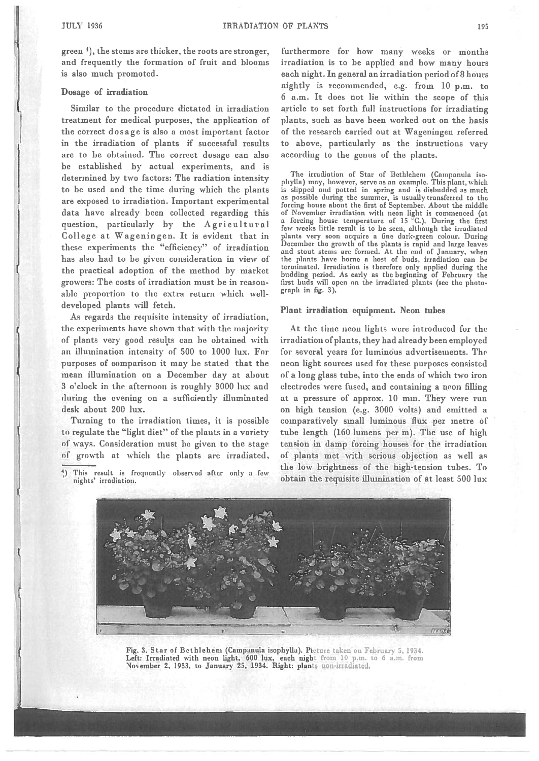green [4]), the stems are thicker, the roots are stronger, and frequently the formation of fruit and blooms is also much promoted.

### Dosage of irradiation

Similar to the procedure dictated in irradiation treatment for medical purposes, the application of the correct dosage is also a most important factor in the irradiation of plants if successful results are to be obtained. The correct dosage can also be established by actual experiments, and is determined by two factors: The radiation intensity to be used and the time during which the plants are exposed to irradiation. Important experimental data have already been collected regarding this question, particularly by the Agricultural College at Wageningen. It is evident that in these experiments the "efficiency" of irradiation has also had to be given consideration in view of the practical adoption of the method by market growers: The costs of irradiation must be in reasonable proportion to the extra return which well-developed plants will fetch.

As regards the requisite intensity of irradiation, the experiments have shown that with the majority of plants very good results can be obtained with an illumination intensity of 500 to 1000 lux. For purposes of comparison it may be stated that the mean illumination on a December day at about 3 o'clock in the afternoon is roughly 3000 lux and during the evening on a sufficiently illuminated desk about 200 lux.

Turning to the irradiation times, it is possible to regulate the "light diet" of the plants in a variety of ways. Consideration must be given to the stage of growth at which the plants are irradiated, furthermore for how many weeks or months irradiation is to be applied and how many hours each night. In general an irradiation period of 8 hours nightly is recommended, e.g. from 10 p.m. to 6 a.m. It does not lie within the scope of this article to set forth full instructions for irradiating plants, such as have been worked out on the basis of the research carried out at Wageningen referred to above, particularly as the instructions vary according to the genus of the plants.

The irradiation of Star of Bethlehem (Campanula isophylla) may, however, serve as an example. This plant, which is slipped and potted in spring and is disbudded as much as possible during the summer, is usually transferred to the forcing house about the first of September. About the middle of November irradiation with neon light is commenced (at a forcing house temperature of 15 °C.). During the first few weeks little result is to be seen, although the irradiated plants very soon acquire a fine dark-green colour. During December the growth of the plants is rapid and large leaves and stout stems are formed. At the end of January, when the plants have borne a host of buds, irradiation can be terminated. Irradiation is therefore only applied during the budding period. As early as the beginning of February the first buds will open on the irradiated plants (see the photograph in fig. 3).

### Plant irradiation equipment. Neon tubes

At the time neon lights were introduced for the irradiation of plants, they had already been employed for several years for luminous advertisements. The neon light sources used for these purposes consisted of a long glass tube, into the ends of which two iron electrodes were fused, and containing a neon filling at a pressure of approx. 10 mm. They were run on high tension (e.g. 3000 volts) and emitted a comparatively small luminous flux per metre of tube length (160 lumens per m). The use of high tension in damp forcing houses for the irradiation of plants met with serious objection as well as the low brightness of the high-tension tubes. To obtain the requisite illumination of at least 500 lux

Fig. 3. Star of Bethlehem (Campanula isophylla). Picture taken on February 5, 1934. Left: Irradiated with neon light, 600 lux, each night from 10 p.m. to 6 a.m. from November 2, 1933, to January 25, 1934. Right: plants non-irradiated.

[4]) This result is frequently observed after only a few nights' irradiation.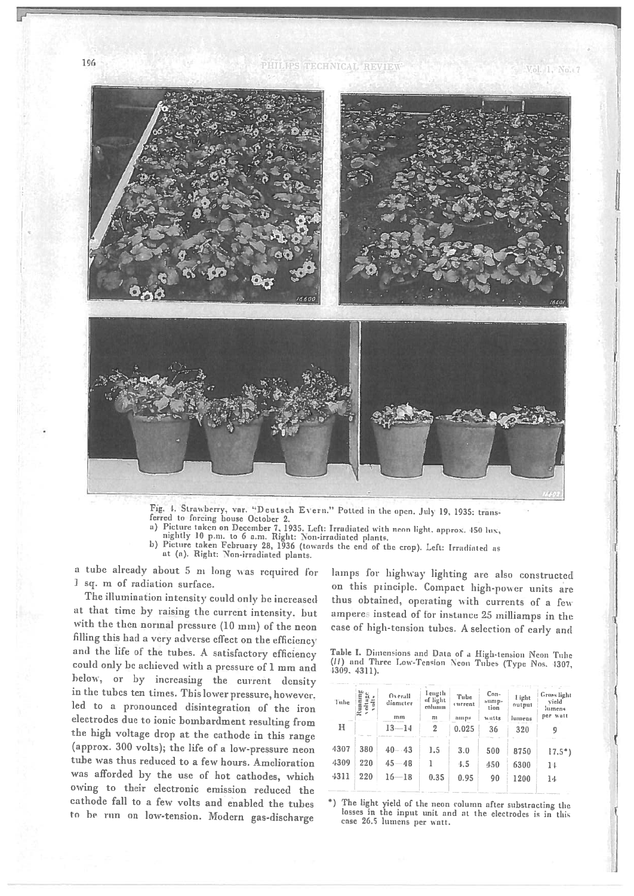Fig. 4. Strawberry, var. "Deutsch Evern." Potted in the open. July 19, 1935: transferred to forcing house October 2.
a) Picture taken on December 7, 1935. Left: Irradiated with neon light, approx. 450 lux, nightly 10 p.m. to 6 a.m. Right: Non-irradiated plants.
b) Picture taken February 28, 1936 (towards the end of the crop). Left: Irradiated as at (a). Right: Non-irradiated plants.

a tube already about 5 m long was required for 1 sq. m of radiation surface.

The illumination intensity could only be increased at that time by raising the current intensity, but with the then normal pressure (10 mm) of the neon filling this had a very adverse effect on the efficiency and the life of the tubes. A satisfactory efficiency could only be achieved with a pressure of 1 mm and below, or by increasing the current density in the tubes ten times. This lower pressure, however, led to a pronounced disintegration of the iron electrodes due to ionic bombardment resulting from the high voltage drop at the cathode in this range (approx. 300 volts); the life of a low-pressure neon tube was thus reduced to a few hours. Amelioration was afforded by the use of hot cathodes, which owing to their electronic emission reduced the cathode fall to a few volts and enabled the tubes to be run on low-tension. Modern gas-discharge lamps for highway lighting are also constructed on this principle. Compact high-power units are thus obtained, operating with currents of a few amperes instead of for instance 25 milliamps in the case of high-tension tubes. A selection of early and

Table I. Dimensions and Data of a High-tension Neon Tube (*H*) and Three Low-Tension Neon Tubes (Type Nos. 4307, 4309, 4311).

| Tube | Running voltage volts | Overall diameter mm | Length of light column m | Tube current amps | Consumption watts | Light output lumens | Gross light yield lumens per watt |
|---|---|---|---|---|---|---|---|
| H | | 13—14 | 2 | 0.025 | 36 | 320 | 9 |
| 4307 | 380 | 40—43 | 1.5 | 3.0 | 500 | 8750 | 17.5*) |
| 4309 | 220 | 45—48 | 1 | 4.5 | 450 | 6300 | 14 |
| 4311 | 220 | 16—18 | 0.35 | 0.95 | 90 | 1200 | 14 |

*) The light yield of the neon column after substracting the losses in the input unit and at the electrodes is in this case 26.5 lumens per watt.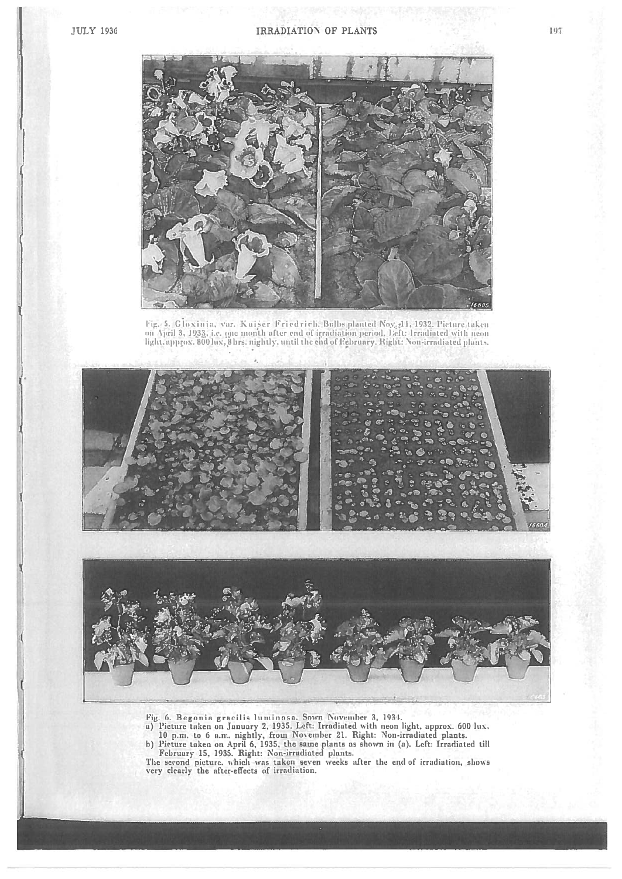Fig. 5. Gloxinia, var. Kaiser Friedrich. Bulbs planted Nov. 11, 1932. Picture taken on April 3, 1933, i.e. one month after end of irradiation period. Left: Irradiated with neon light, approx. 800 lux, 8 hrs. nightly, until the end of February. Right: Non-irradiated plants.

Fig. 6. Begonia gracilis luminosa. Sown November 3, 1934.

a) Picture taken on January 2, 1935. Left: Irradiated with neon light, approx. 600 lux, 10 p.m. to 6 a.m. nightly, from November 21. Right: Non-irradiated plants.

b) Picture taken on April 6, 1935, the same plants as shown in (a). Left: Irradiated till February 15, 1935. Right: Non-irradiated plants.

The second picture, which was taken seven weeks after the end of irradiation, shows very clearly the after-effects of irradiation.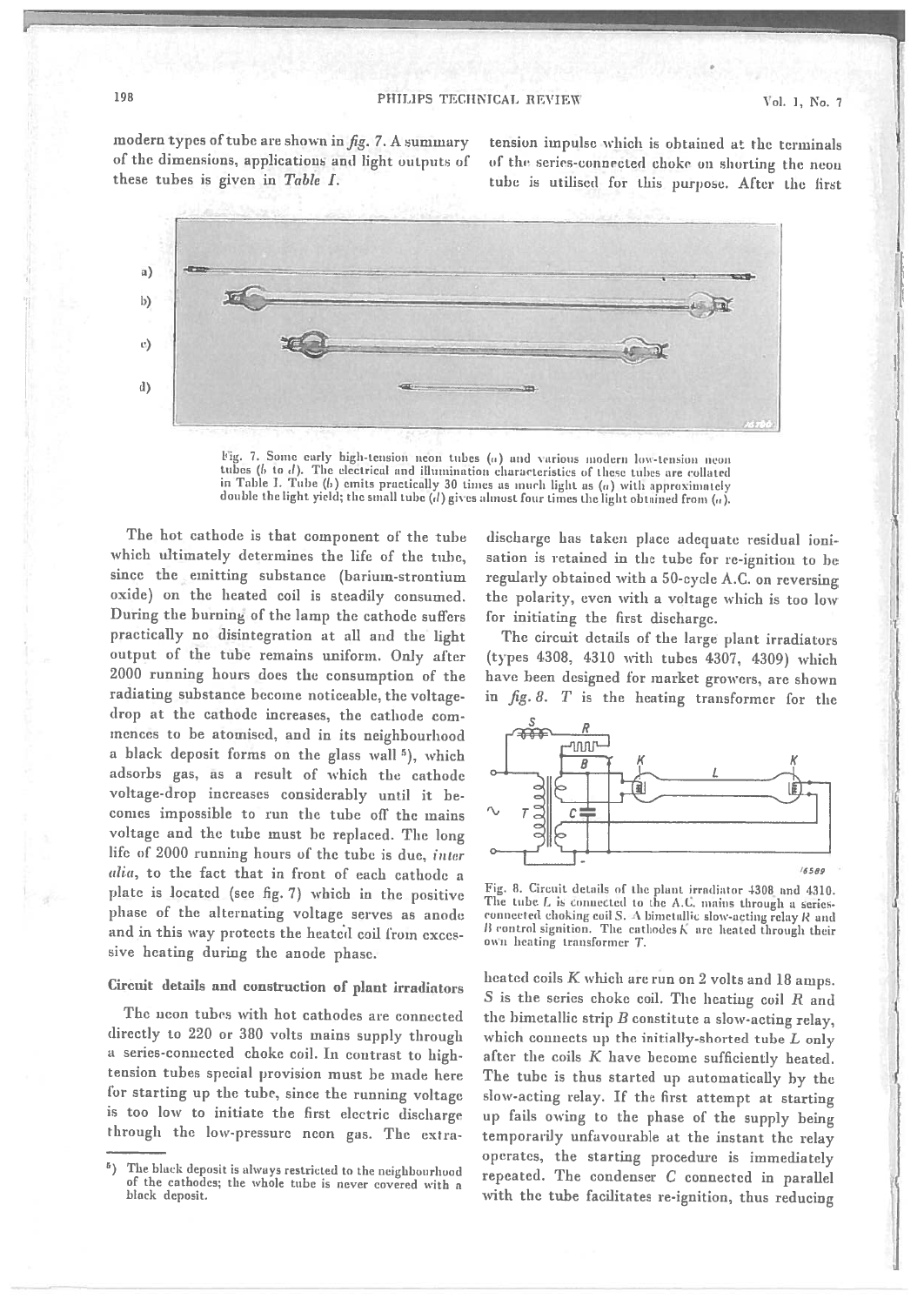modern types of tube are shown in *fig. 7*. A summary of the dimensions, applications and light outputs of these tubes is given in *Table I*.

tension impulse which is obtained at the terminals of the series-connected choke on shorting the neon tube is utilised for this purpose. After the first

Fig. 7. Some early high-tension neon tubes (*a*) and various modern low-tension neon tubes (*b* to *d*). The electrical and illumination characteristics of these tubes are collated in Table I. Tube (*b*) emits practically 30 times as much light as (*a*) with approximately double the light yield; the small tube (*d*) gives almost four times the light obtained from (*a*).

discharge has taken place adequate residual ionisation is retained in the tube for re-ignition to be regularly obtained with a 50-cycle A.C. on reversing the polarity, even with a voltage which is too low for initiating the first discharge.

The hot cathode is that component of the tube which ultimately determines the life of the tube, since the emitting substance (barium-strontium oxide) on the heated coil is steadily consumed. During the burning of the lamp the cathode suffers practically no disintegration at all and the light output of the tube remains uniform. Only after 2000 running hours does the consumption of the radiating substance become noticeable, the voltage-drop at the cathode increases, the cathode commences to be atomised, and in its neighbourhood a black deposit forms on the glass wall [5]), which adsorbs gas, as a result of which the cathode voltage-drop increases considerably until it becomes impossible to run the tube off the mains voltage and the tube must be replaced. The long life of 2000 running hours of the tube is due, *inter alia*, to the fact that in front of each cathode a plate is located (see fig. 7) which in the positive phase of the alternating voltage serves as anode and in this way protects the heated coil from excessive heating during the anode phase.

## Circuit details and construction of plant irradiators

The neon tubes with hot cathodes are connected directly to 220 or 380 volts mains supply through a series-connected choke coil. In contrast to high-tension tubes special provision must be made here for starting up the tube, since the running voltage is too low to initiate the first electric discharge through the low-pressure neon gas. The extra-

The circuit details of the large plant irradiators (types 4308, 4310 with tubes 4307, 4309) which have been designed for market growers, are shown in *fig. 8*. *T* is the heating transformer for the

Fig. 8. Circuit details of the plant irradiator 4308 and 4310. The tube *L* is connected to the A.C. mains through a series-connected choking coil *S*. A bimetallic slow-acting relay *R* and *B* control signition. The cathodes *K* are heated through their own heating transformer *T*.

heated coils *K* which are run on 2 volts and 18 amps. *S* is the series choke coil. The heating coil *R* and the bimetallic strip *B* constitute a slow-acting relay, which connects up the initially-shorted tube *L* only after the coils *K* have become sufficiently heated. The tube is thus started up automatically by the slow-acting relay. If the first attempt at starting up fails owing to the phase of the supply being temporarily unfavourable at the instant the relay operates, the starting procedure is immediately repeated. The condenser *C* connected in parallel with the tube facilitates re-ignition, thus reducing

[5]) The black deposit is always restricted to the neighbourhood of the cathodes; the whole tube is never covered with a black deposit.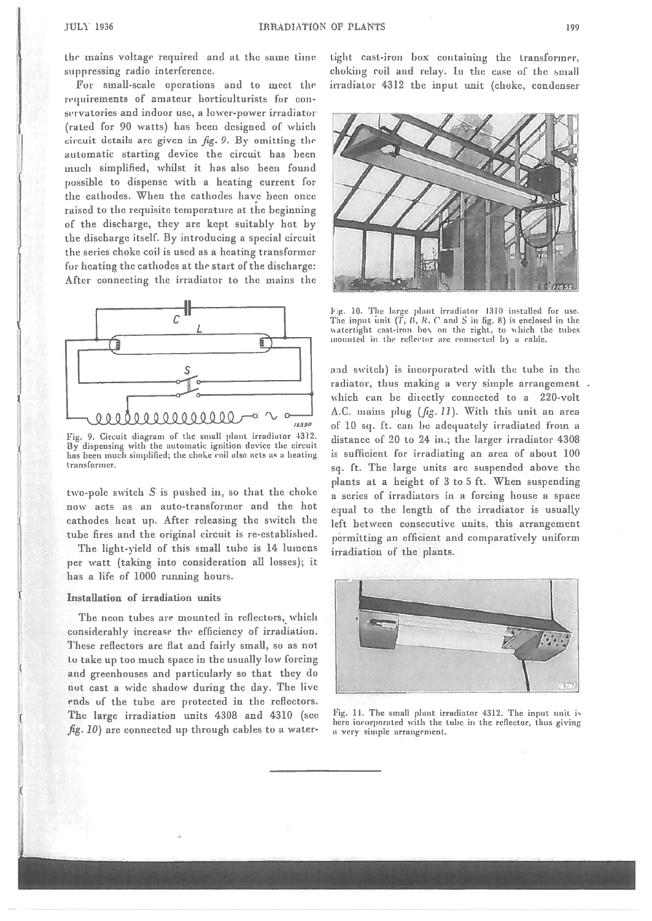the mains voltage required and at the same time suppressing radio interference.

For small-scale operations and to meet the requirements of amateur horticulturists for conservatories and indoor use, a lower-power irradiator (rated for 90 watts) has been designed of which circuit details are given in *fig. 9*. By omitting the automatic starting device the circuit has been much simplified, whilst it has also been found possible to dispense with a heating current for the cathodes. When the cathodes have been once raised to the requisite temperature at the beginning of the discharge, they are kept suitably hot by the discharge itself. By introducing a special circuit the series choke coil is used as a heating transformer for heating the cathodes at the start of the discharge: After connecting the irradiator to the mains the

C

L

S

16590

Fig. 9. Circuit diagram of the small plant irradiator 4312. By dispensing with the automatic ignition device the circuit has been much simplified; the choke coil also acts as a heating transformer.

two-pole switch $S$ is pushed in, so that the choke now acts as an auto-transformer and the hot cathodes heat up. After releasing the switch the tube fires and the original circuit is re-established.

The light-yield of this small tube is 14 lumens per watt (taking into consideration all losses); it has a life of 1000 running hours.

### Installation of irradiation units

The neon tubes are mounted in reflectors, which considerably increase the efficiency of irradiation. These reflectors are flat and fairly small, so as not to take up too much space in the usually low forcing and greenhouses and particularly so that they do not cast a wide shadow during the day. The live ends of the tube are protected in the reflectors. The large irradiation units 4308 and 4310 (see *fig. 10*) are connected up through cables to a watertight cast-iron box containing the transformer, choking coil and relay. In the case of the small irradiator 4312 the input unit (choke, condenser and switch) is incorporated with the tube in the radiator, thus making a very simple arrangement which can be directly connected to a 220-volt A.C. mains plug (*fig. 11*). With this unit an area of 10 sq. ft. can be adequately irradiated from a distance of 20 to 24 in.; the larger irradiator 4308 is sufficient for irradiating an area of about 100 sq. ft. The large units are suspended above the plants at a height of 3 to 5 ft. When suspending a series of irradiators in a forcing house a space equal to the length of the irradiator is usually left between consecutive units, this arrangement permitting an efficient and comparatively uniform irradiation of the plants.

Fig. 10. The large plant irradiator 4310 installed for use. The input unit ($T$, $B$, $R$, $C$ and $S$ in fig. 8) is enclosed in the watertight cast-iron box on the right, to which the tubes mounted in the reflector are connected by a cable.

Fig. 11. The small plant irradiator 4312. The input unit is here incorporated with the tube in the reflector, thus giving a very simple arrangement.